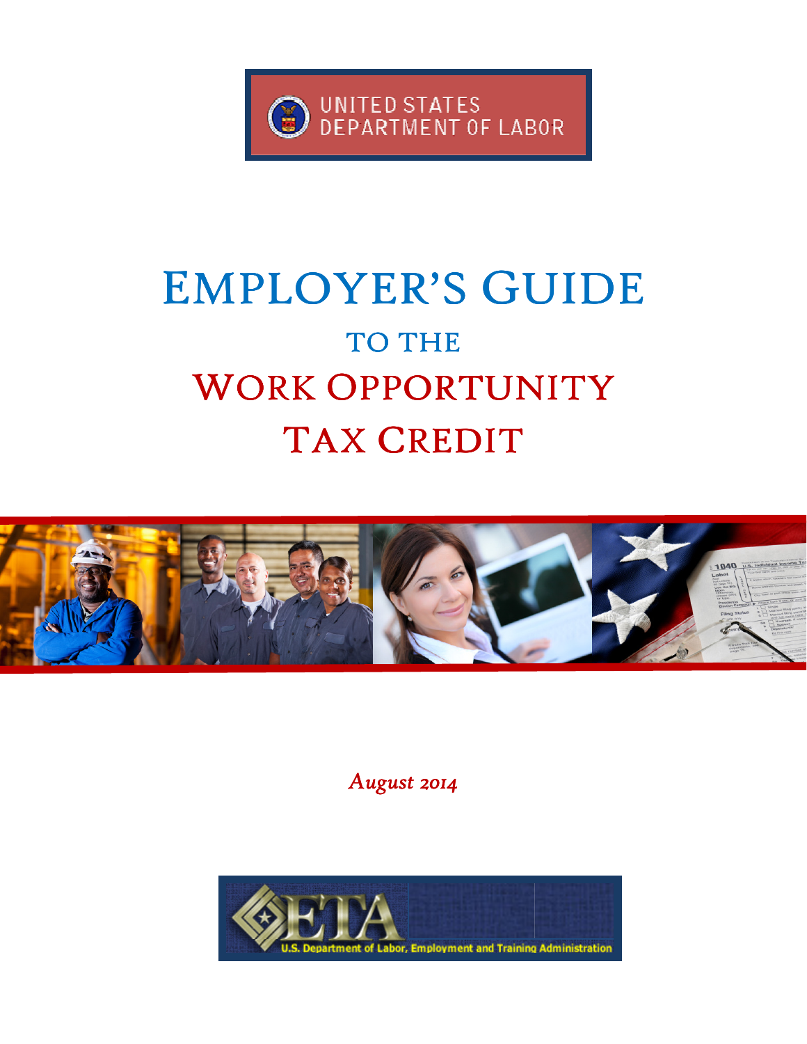UNITED STATES DEPARTMENT OF LABOR

# EMPLOYER'S GUIDE

## TO THE

# WORK OPPORTUNITY TAX CREDIT

*August 2014*

U.S. Department of Labor, Employment and Training Administration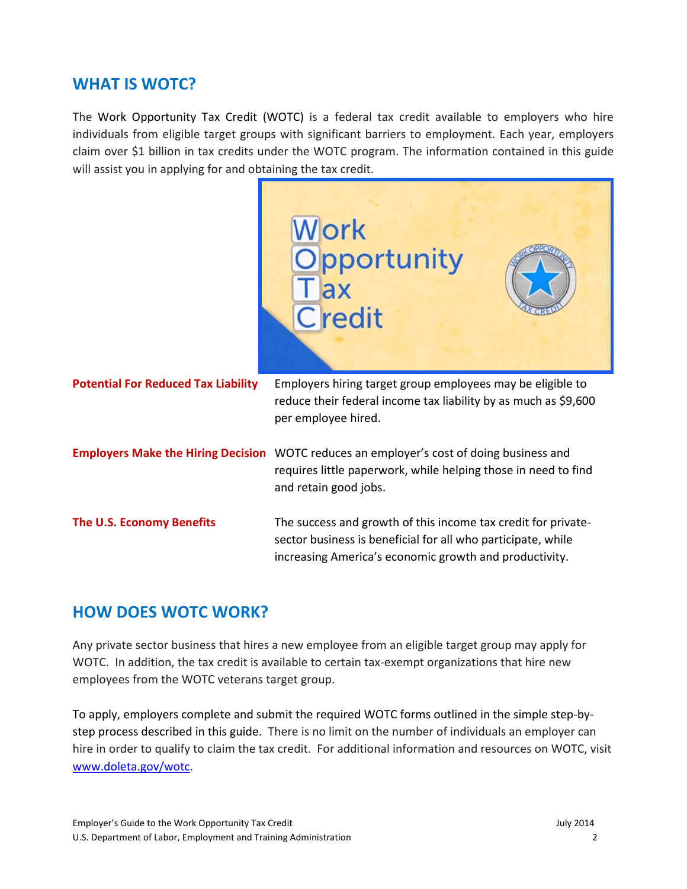## WHAT IS WOTC?

The Work Opportunity Tax Credit (WOTC) is a federal tax credit available to employers who hire individuals from eligible target groups with significant barriers to employment. Each year, employers claim over $1 billion in tax credits under the WOTC program. The information contained in this guide will assist you in applying for and obtaining the tax credit.

**Potential For Reduced Tax Liability** Employers hiring target group employees may be eligible to reduce their federal income tax liability by as much as $9,600 per employee hired.

**Employers Make the Hiring Decision** WOTC reduces an employer's cost of doing business and requires little paperwork, while helping those in need to find and retain good jobs.

**The U.S. Economy Benefits** The success and growth of this income tax credit for private-sector business is beneficial for all who participate, while increasing America's economic growth and productivity.

## HOW DOES WOTC WORK?

Any private sector business that hires a new employee from an eligible target group may apply for WOTC. In addition, the tax credit is available to certain tax-exempt organizations that hire new employees from the WOTC veterans target group.

To apply, employers complete and submit the required WOTC forms outlined in the simple step-by-step process described in this guide. There is no limit on the number of individuals an employer can hire in order to qualify to claim the tax credit. For additional information and resources on WOTC, visit [www.doleta.gov/wotc](http://www.doleta.gov/wotc).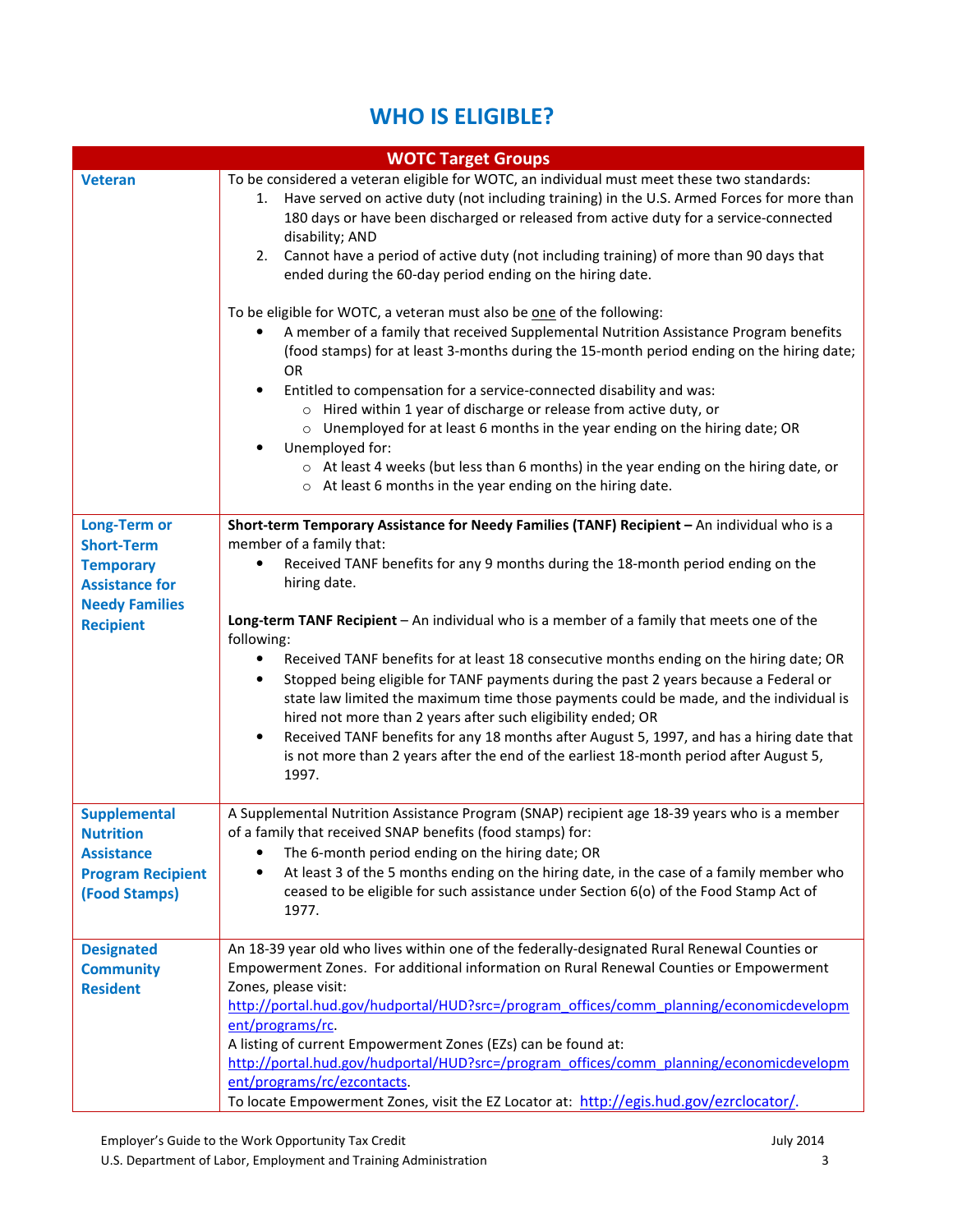# WHO IS ELIGIBLE?

| WOTC Target Groups | |
|---|---|
| **Veteran** | To be considered a veteran eligible for WOTC, an individual must meet these two standards:<br>1. Have served on active duty (not including training) in the U.S. Armed Forces for more than 180 days or have been discharged or released from active duty for a service-connected disability; AND<br>2. Cannot have a period of active duty (not including training) of more than 90 days that ended during the 60-day period ending on the hiring date.<br><br>To be eligible for WOTC, a veteran must also be one of the following:<br>• A member of a family that received Supplemental Nutrition Assistance Program benefits (food stamps) for at least 3-months during the 15-month period ending on the hiring date; OR<br>• Entitled to compensation for a service-connected disability and was:<br>  ○ Hired within 1 year of discharge or release from active duty, or<br>  ○ Unemployed for at least 6 months in the year ending on the hiring date; OR<br>• Unemployed for:<br>  ○ At least 4 weeks (but less than 6 months) in the year ending on the hiring date, or<br>  ○ At least 6 months in the year ending on the hiring date. |
| **Long-Term or Short-Term Temporary Assistance for Needy Families Recipient** | **Short-term Temporary Assistance for Needy Families (TANF) Recipient –** An individual who is a member of a family that:<br>• Received TANF benefits for any 9 months during the 18-month period ending on the hiring date.<br><br>**Long-term TANF Recipient** – An individual who is a member of a family that meets one of the following:<br>• Received TANF benefits for at least 18 consecutive months ending on the hiring date; OR<br>• Stopped being eligible for TANF payments during the past 2 years because a Federal or state law limited the maximum time those payments could be made, and the individual is hired not more than 2 years after such eligibility ended; OR<br>• Received TANF benefits for any 18 months after August 5, 1997, and has a hiring date that is not more than 2 years after the end of the earliest 18-month period after August 5, 1997. |
| **Supplemental Nutrition Assistance Program Recipient (Food Stamps)** | A Supplemental Nutrition Assistance Program (SNAP) recipient age 18-39 years who is a member of a family that received SNAP benefits (food stamps) for:<br>• The 6-month period ending on the hiring date; OR<br>• At least 3 of the 5 months ending on the hiring date, in the case of a family member who ceased to be eligible for such assistance under Section 6(o) of the Food Stamp Act of 1977. |
| **Designated Community Resident** | An 18-39 year old who lives within one of the federally-designated Rural Renewal Counties or Empowerment Zones. For additional information on Rural Renewal Counties or Empowerment Zones, please visit: http://portal.hud.gov/hudportal/HUD?src=/program_offices/comm_planning/economicdevelopment/programs/rc.<br>A listing of current Empowerment Zones (EZs) can be found at: http://portal.hud.gov/hudportal/HUD?src=/program_offices/comm_planning/economicdevelopment/programs/rc/ezcontacts.<br>To locate Empowerment Zones, visit the EZ Locator at: http://egis.hud.gov/ezrclocator/. |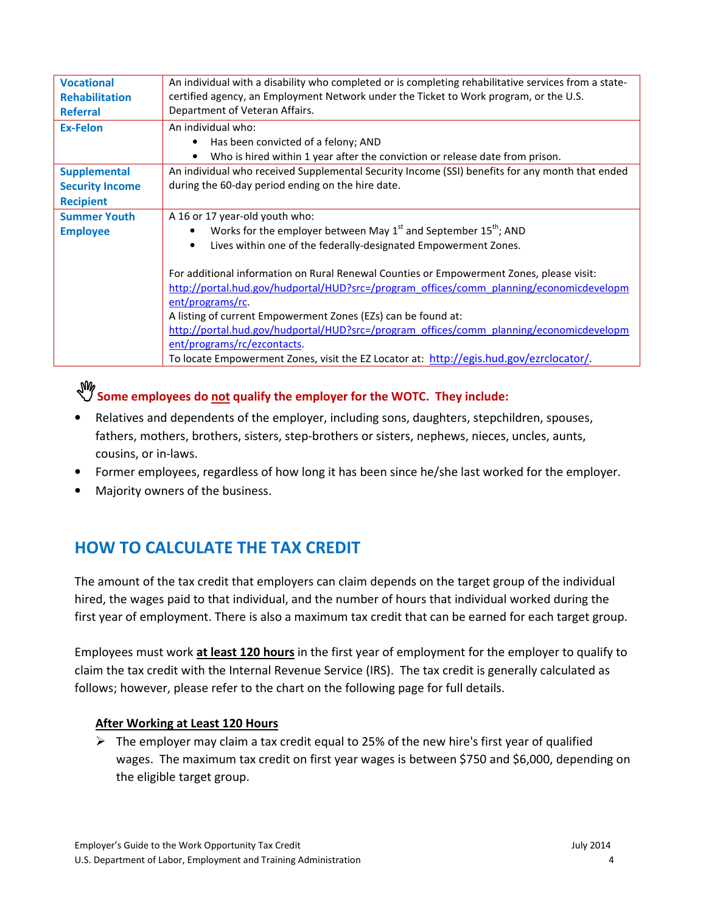| | |
|---|---|
| **Vocational Rehabilitation Referral** | An individual with a disability who completed or is completing rehabilitative services from a state-certified agency, an Employment Network under the Ticket to Work program, or the U.S. Department of Veteran Affairs. |
| **Ex-Felon** | An individual who: <br>• Has been convicted of a felony; AND <br>• Who is hired within 1 year after the conviction or release date from prison. |
| **Supplemental Security Income Recipient** | An individual who received Supplemental Security Income (SSI) benefits for any month that ended during the 60-day period ending on the hire date. |
| **Summer Youth Employee** | A 16 or 17 year-old youth who: <br>• Works for the employer between May 1st and September 15th; AND <br>• Lives within one of the federally-designated Empowerment Zones. <br><br>For additional information on Rural Renewal Counties or Empowerment Zones, please visit: http://portal.hud.gov/hudportal/HUD?src=/program_offices/comm_planning/economicdevelopment/programs/rc. <br>A listing of current Empowerment Zones (EZs) can be found at: http://portal.hud.gov/hudportal/HUD?src=/program_offices/comm_planning/economicdevelopment/programs/rc/ezcontacts. <br>To locate Empowerment Zones, visit the EZ Locator at: http://egis.hud.gov/ezrclocator/. |

**Some employees do not qualify the employer for the WOTC. They include:**

- Relatives and dependents of the employer, including sons, daughters, stepchildren, spouses, fathers, mothers, brothers, sisters, step-brothers or sisters, nephews, nieces, uncles, aunts, cousins, or in-laws.
- Former employees, regardless of how long it has been since he/she last worked for the employer.
- Majority owners of the business.

## HOW TO CALCULATE THE TAX CREDIT

The amount of the tax credit that employers can claim depends on the target group of the individual hired, the wages paid to that individual, and the number of hours that individual worked during the first year of employment. There is also a maximum tax credit that can be earned for each target group.

Employees must work **at least 120 hours** in the first year of employment for the employer to qualify to claim the tax credit with the Internal Revenue Service (IRS). The tax credit is generally calculated as follows; however, please refer to the chart on the following page for full details.

**After Working at Least 120 Hours**

- The employer may claim a tax credit equal to 25% of the new hire's first year of qualified wages. The maximum tax credit on first year wages is between $750 and $6,000, depending on the eligible target group.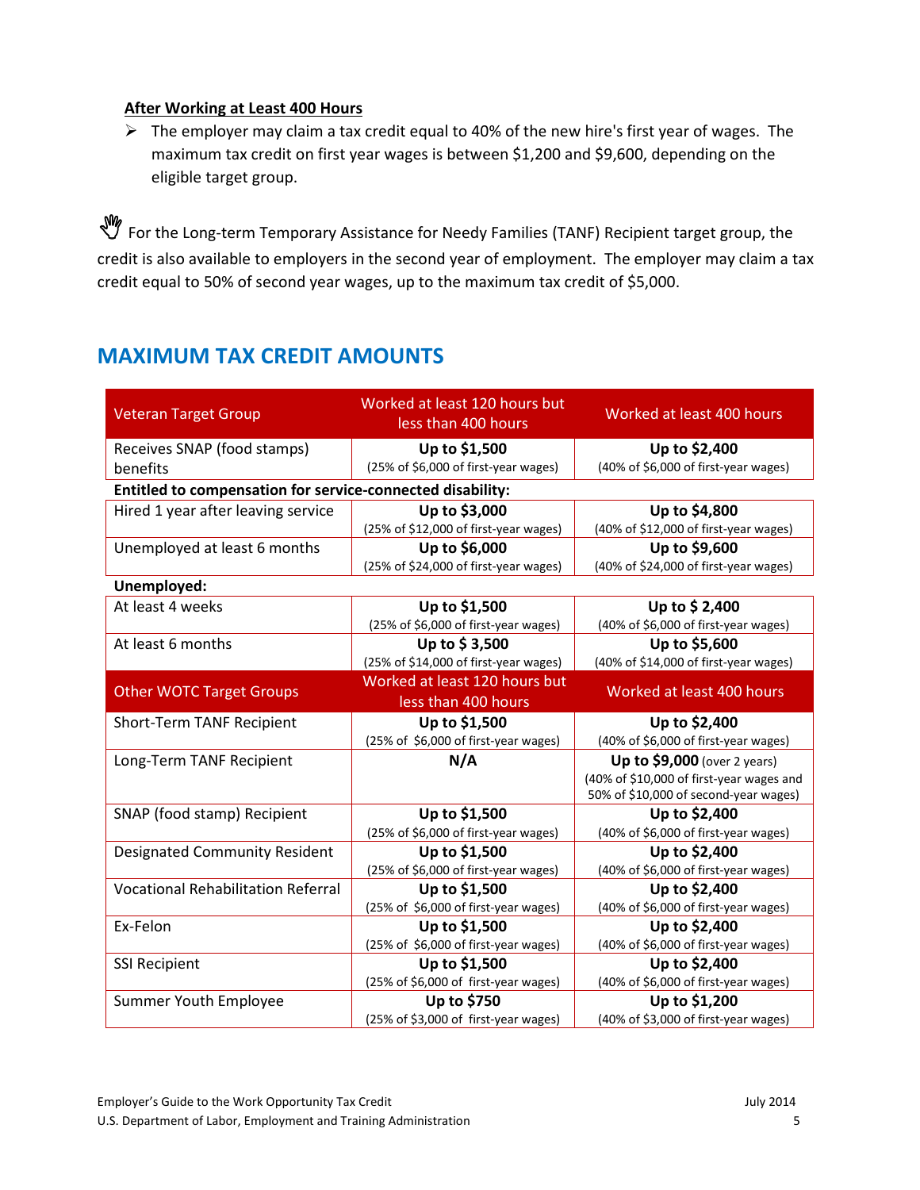**After Working at Least 400 Hours**

- The employer may claim a tax credit equal to 40% of the new hire's first year of wages. The maximum tax credit on first year wages is between $1,200 and $9,600, depending on the eligible target group.

✋ For the Long-term Temporary Assistance for Needy Families (TANF) Recipient target group, the credit is also available to employers in the second year of employment. The employer may claim a tax credit equal to 50% of second year wages, up to the maximum tax credit of $5,000.

## MAXIMUM TAX CREDIT AMOUNTS

| Veteran Target Group | Worked at least 120 hours but less than 400 hours | Worked at least 400 hours |
|---|---|---|
| Receives SNAP (food stamps) benefits | **Up to $1,500** (25% of $6,000 of first-year wages) | **Up to $2,400** (40% of $6,000 of first-year wages) |
| **Entitled to compensation for service-connected disability:** | | |
| Hired 1 year after leaving service | **Up to $3,000** (25% of $12,000 of first-year wages) | **Up to $4,800** (40% of $12,000 of first-year wages) |
| Unemployed at least 6 months | **Up to $6,000** (25% of $24,000 of first-year wages) | **Up to $9,600** (40% of $24,000 of first-year wages) |
| **Unemployed:** | | |
| At least 4 weeks | **Up to $1,500** (25% of $6,000 of first-year wages) | **Up to $ 2,400** (40% of $6,000 of first-year wages) |
| At least 6 months | **Up to $ 3,500** (25% of $14,000 of first-year wages) | **Up to $5,600** (40% of $14,000 of first-year wages) |
| **Other WOTC Target Groups** | **Worked at least 120 hours but less than 400 hours** | **Worked at least 400 hours** |
| Short-Term TANF Recipient | **Up to $1,500** (25% of $6,000 of first-year wages) | **Up to $2,400** (40% of $6,000 of first-year wages) |
| Long-Term TANF Recipient | **N/A** | **Up to $9,000** (over 2 years) (40% of $10,000 of first-year wages and 50% of $10,000 of second-year wages) |
| SNAP (food stamp) Recipient | **Up to $1,500** (25% of $6,000 of first-year wages) | **Up to $2,400** (40% of $6,000 of first-year wages) |
| Designated Community Resident | **Up to $1,500** (25% of $6,000 of first-year wages) | **Up to $2,400** (40% of $6,000 of first-year wages) |
| Vocational Rehabilitation Referral | **Up to $1,500** (25% of $6,000 of first-year wages) | **Up to $2,400** (40% of $6,000 of first-year wages) |
| Ex-Felon | **Up to $1,500** (25% of $6,000 of first-year wages) | **Up to $2,400** (40% of $6,000 of first-year wages) |
| SSI Recipient | **Up to $1,500** (25% of $6,000 of first-year wages) | **Up to $2,400** (40% of $6,000 of first-year wages) |
| Summer Youth Employee | **Up to $750** (25% of $3,000 of first-year wages) | **Up to $1,200** (40% of $3,000 of first-year wages) |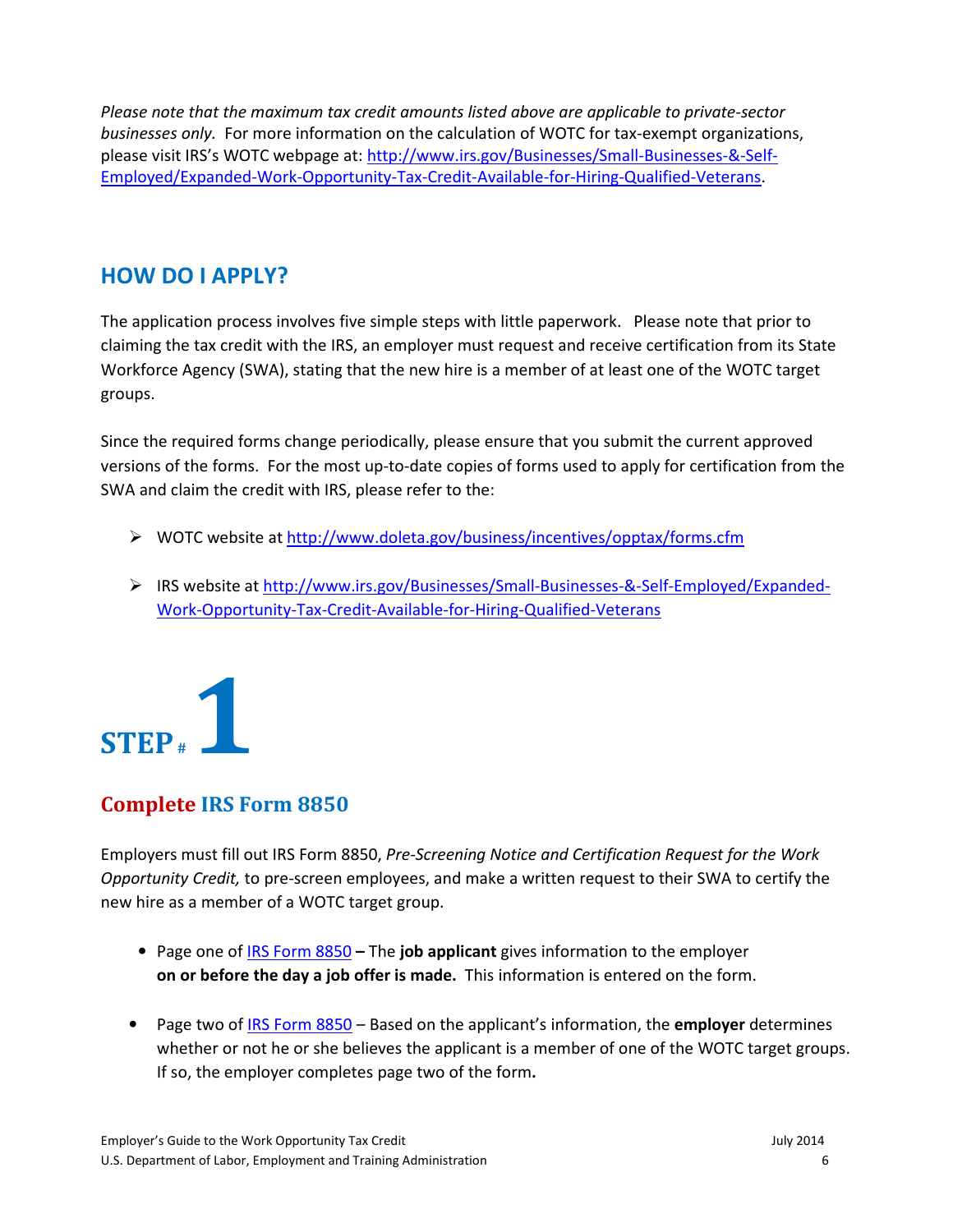*Please note that the maximum tax credit amounts listed above are applicable to private-sector businesses only.* For more information on the calculation of WOTC for tax-exempt organizations, please visit IRS's WOTC webpage at: [http://www.irs.gov/Businesses/Small-Businesses-&-Self-Employed/Expanded-Work-Opportunity-Tax-Credit-Available-for-Hiring-Qualified-Veterans](http://www.irs.gov/Businesses/Small-Businesses-&-Self-Employed/Expanded-Work-Opportunity-Tax-Credit-Available-for-Hiring-Qualified-Veterans).

## HOW DO I APPLY?

The application process involves five simple steps with little paperwork. Please note that prior to claiming the tax credit with the IRS, an employer must request and receive certification from its State Workforce Agency (SWA), stating that the new hire is a member of at least one of the WOTC target groups.

Since the required forms change periodically, please ensure that you submit the current approved versions of the forms. For the most up-to-date copies of forms used to apply for certification from the SWA and claim the credit with IRS, please refer to the:

- WOTC website at [http://www.doleta.gov/business/incentives/opptax/forms.cfm](http://www.doleta.gov/business/incentives/opptax/forms.cfm)
- IRS website at [http://www.irs.gov/Businesses/Small-Businesses-&-Self-Employed/Expanded-Work-Opportunity-Tax-Credit-Available-for-Hiring-Qualified-Veterans](http://www.irs.gov/Businesses/Small-Businesses-&-Self-Employed/Expanded-Work-Opportunity-Tax-Credit-Available-for-Hiring-Qualified-Veterans)

## STEP # 1

### Complete IRS Form 8850

Employers must fill out IRS Form 8850, *Pre-Screening Notice and Certification Request for the Work Opportunity Credit,* to pre-screen employees, and make a written request to their SWA to certify the new hire as a member of a WOTC target group.

- Page one of IRS Form 8850 **–** The **job applicant** gives information to the employer **on or before the day a job offer is made.** This information is entered on the form.
- Page two of IRS Form 8850 – Based on the applicant's information, the **employer** determines whether or not he or she believes the applicant is a member of one of the WOTC target groups. If so, the employer completes page two of the form**.**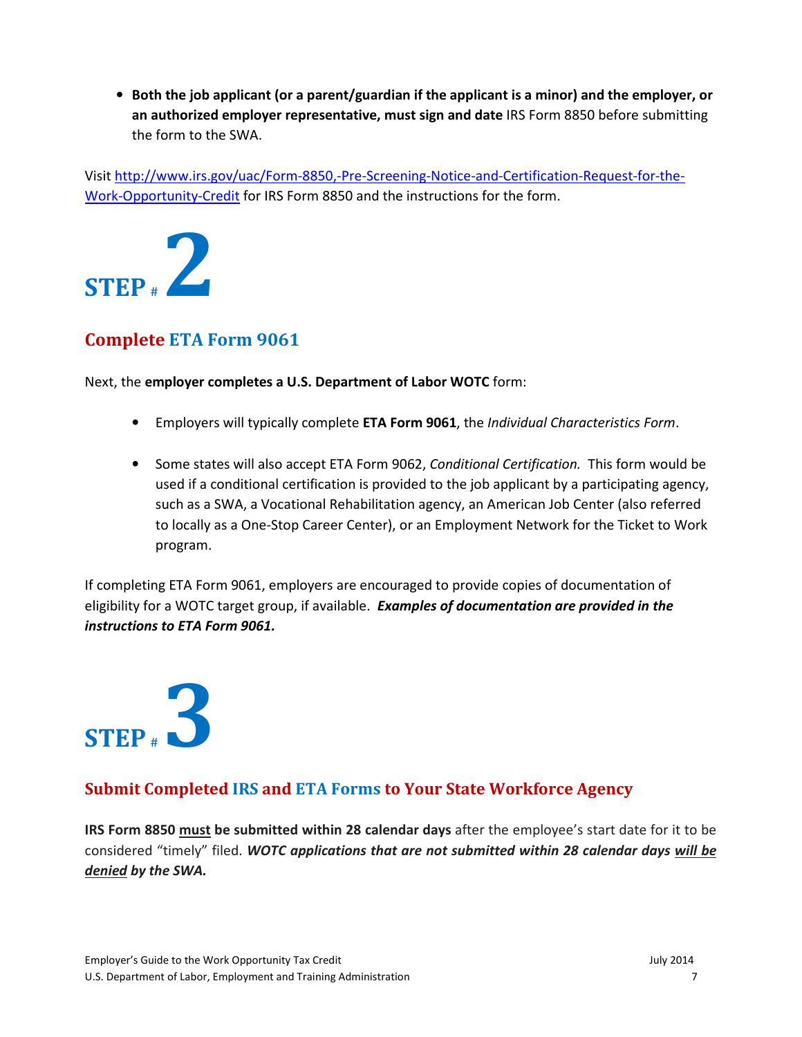- **Both the job applicant (or a parent/guardian if the applicant is a minor) and the employer, or an authorized employer representative, must sign and date** IRS Form 8850 before submitting the form to the SWA.

Visit [http://www.irs.gov/uac/Form-8850,-Pre-Screening-Notice-and-Certification-Request-for-the-Work-Opportunity-Credit](http://www.irs.gov/uac/Form-8850,-Pre-Screening-Notice-and-Certification-Request-for-the-Work-Opportunity-Credit) for IRS Form 8850 and the instructions for the form.

# STEP # 2

## Complete ETA Form 9061

Next, the **employer completes a U.S. Department of Labor WOTC** form:

- Employers will typically complete **ETA Form 9061**, the *Individual Characteristics Form*.
- Some states will also accept ETA Form 9062, *Conditional Certification.* This form would be used if a conditional certification is provided to the job applicant by a participating agency, such as a SWA, a Vocational Rehabilitation agency, an American Job Center (also referred to locally as a One-Stop Career Center), or an Employment Network for the Ticket to Work program.

If completing ETA Form 9061, employers are encouraged to provide copies of documentation of eligibility for a WOTC target group, if available. ***Examples of documentation are provided in the instructions to ETA Form 9061.***

# STEP # 3

## Submit Completed IRS and ETA Forms to Your State Workforce Agency

**IRS Form 8850 must be submitted within 28 calendar days** after the employee's start date for it to be considered "timely" filed. ***WOTC applications that are not submitted within 28 calendar days will be denied by the SWA.***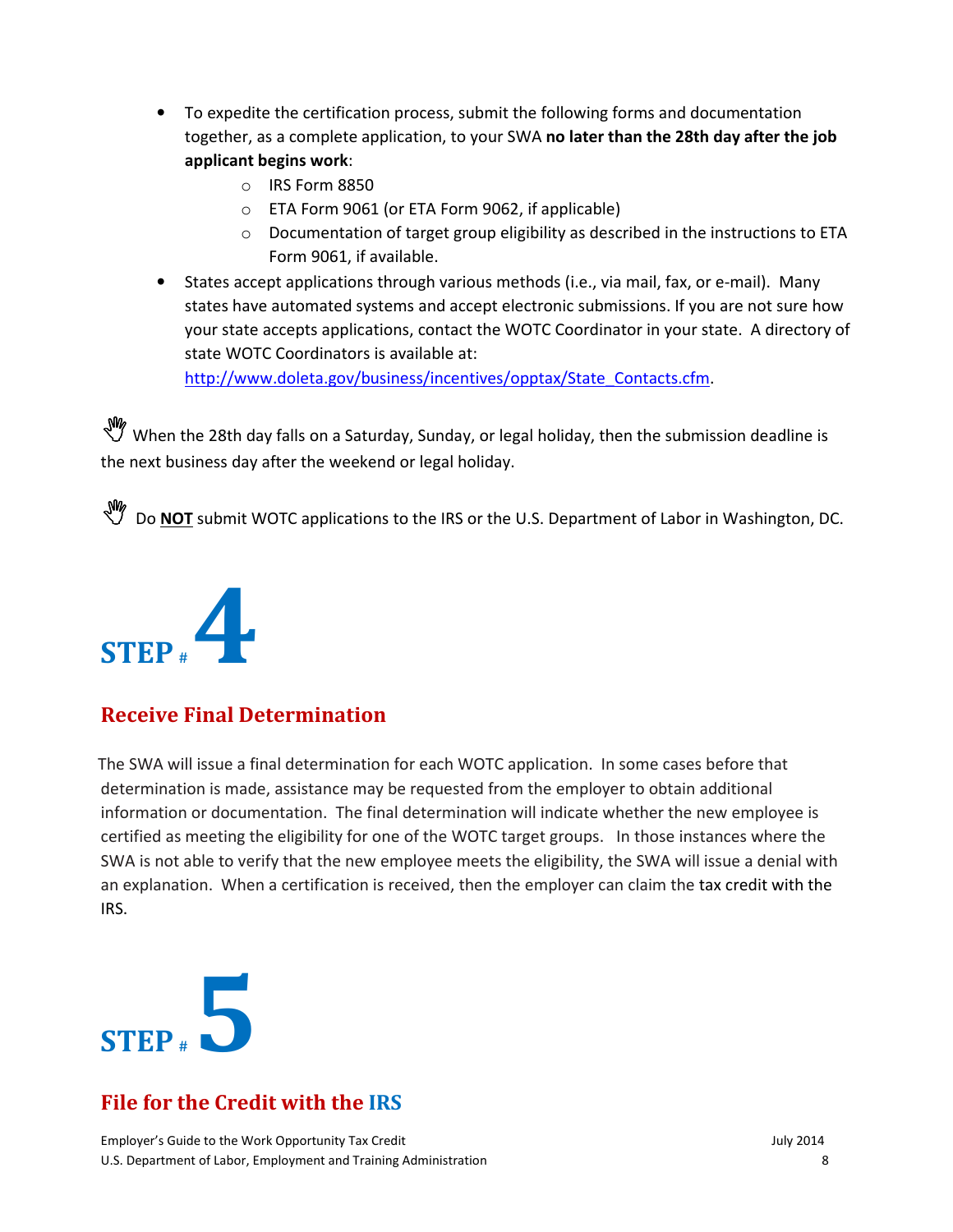- To expedite the certification process, submit the following forms and documentation together, as a complete application, to your SWA **no later than the 28th day after the job applicant begins work**:
  - IRS Form 8850
  - ETA Form 9061 (or ETA Form 9062, if applicable)
  - Documentation of target group eligibility as described in the instructions to ETA Form 9061, if available.
- States accept applications through various methods (i.e., via mail, fax, or e-mail). Many states have automated systems and accept electronic submissions. If you are not sure how your state accepts applications, contact the WOTC Coordinator in your state. A directory of state WOTC Coordinators is available at: http://www.doleta.gov/business/incentives/opptax/State_Contacts.cfm.

When the 28th day falls on a Saturday, Sunday, or legal holiday, then the submission deadline is the next business day after the weekend or legal holiday.

Do **NOT** submit WOTC applications to the IRS or the U.S. Department of Labor in Washington, DC.

# STEP # 4

## Receive Final Determination

The SWA will issue a final determination for each WOTC application. In some cases before that determination is made, assistance may be requested from the employer to obtain additional information or documentation. The final determination will indicate whether the new employee is certified as meeting the eligibility for one of the WOTC target groups. In those instances where the SWA is not able to verify that the new employee meets the eligibility, the SWA will issue a denial with an explanation. When a certification is received, then the employer can claim the tax credit with the IRS.

# STEP # 5

## File for the Credit with the IRS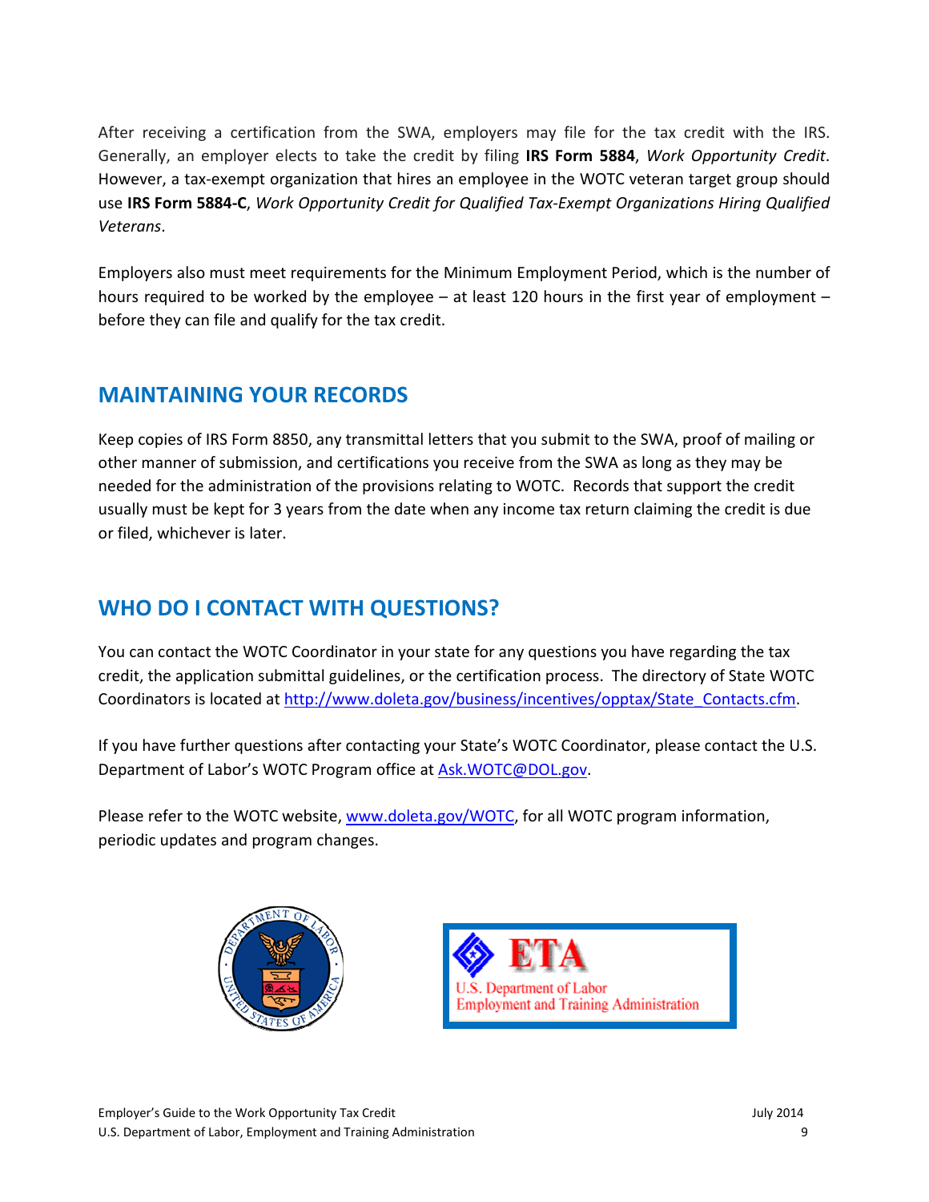After receiving a certification from the SWA, employers may file for the tax credit with the IRS. Generally, an employer elects to take the credit by filing **IRS Form 5884**, *Work Opportunity Credit*. However, a tax-exempt organization that hires an employee in the WOTC veteran target group should use **IRS Form 5884-C**, *Work Opportunity Credit for Qualified Tax-Exempt Organizations Hiring Qualified Veterans*.

Employers also must meet requirements for the Minimum Employment Period, which is the number of hours required to be worked by the employee – at least 120 hours in the first year of employment – before they can file and qualify for the tax credit.

## MAINTAINING YOUR RECORDS

Keep copies of IRS Form 8850, any transmittal letters that you submit to the SWA, proof of mailing or other manner of submission, and certifications you receive from the SWA as long as they may be needed for the administration of the provisions relating to WOTC. Records that support the credit usually must be kept for 3 years from the date when any income tax return claiming the credit is due or filed, whichever is later.

## WHO DO I CONTACT WITH QUESTIONS?

You can contact the WOTC Coordinator in your state for any questions you have regarding the tax credit, the application submittal guidelines, or the certification process. The directory of State WOTC Coordinators is located at http://www.doleta.gov/business/incentives/opptax/State_Contacts.cfm.

If you have further questions after contacting your State's WOTC Coordinator, please contact the U.S. Department of Labor's WOTC Program office at Ask.WOTC@DOL.gov.

Please refer to the WOTC website, www.doleta.gov/WOTC, for all WOTC program information, periodic updates and program changes.

ETA
U.S. Department of Labor
Employment and Training Administration